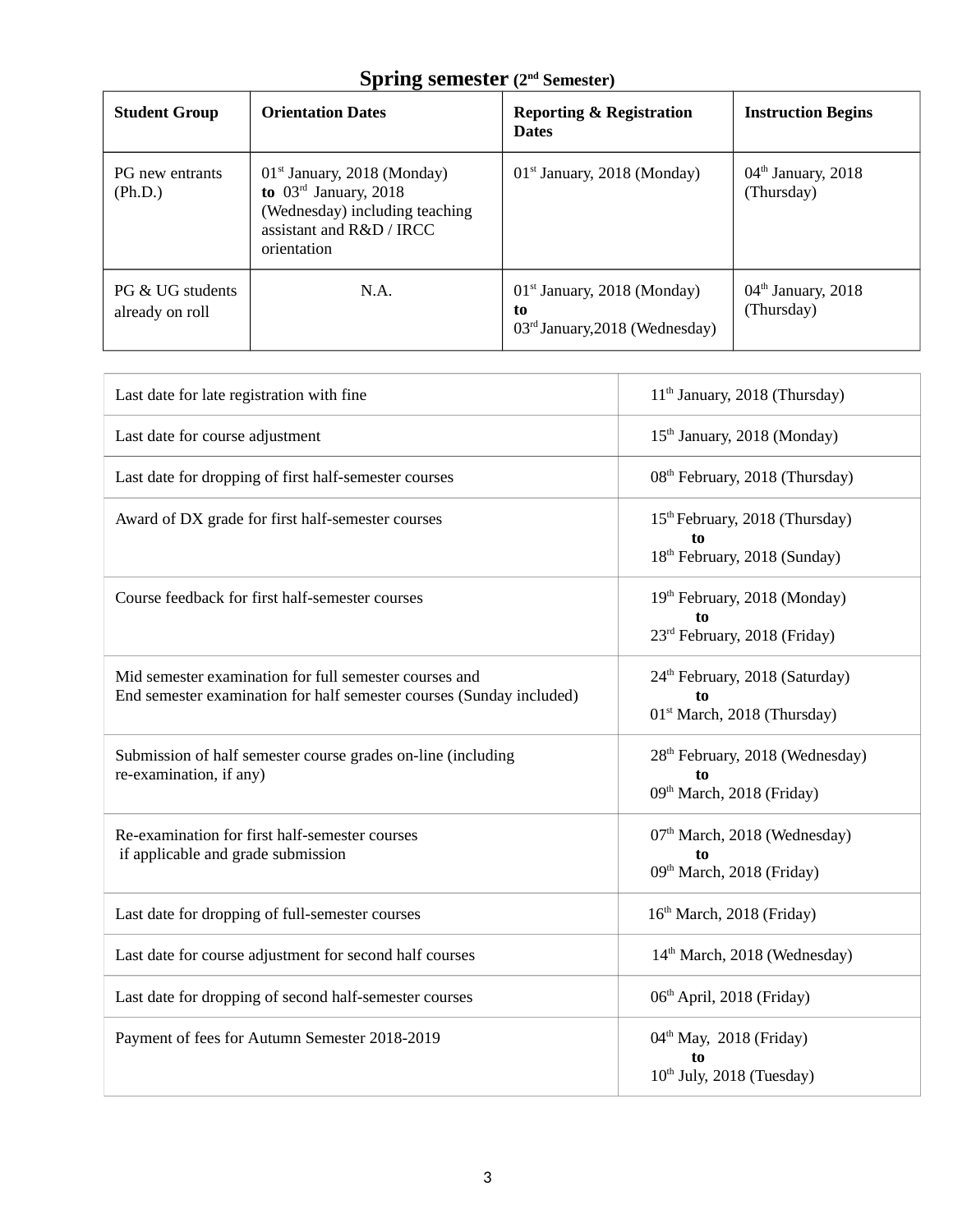## Spring semester (2nd Semester)

| Student Group | Orientation Dates | Reporting & Registration Dates | Instruction Begins |
|---|---|---|---|
| PG new entrants (Ph.D.) | 01st January, 2018 (Monday) **to** 03rd January, 2018 (Wednesday) including teaching assistant and R&D / IRCC orientation | 01st January, 2018 (Monday) | 04th January, 2018 (Thursday) |
| PG & UG students already on roll | N.A. | 01st January, 2018 (Monday) **to** 03rd January,2018 (Wednesday) | 04th January, 2018 (Thursday) |

| | |
|---|---|
| Last date for late registration with fine | 11th January, 2018 (Thursday) |
| Last date for course adjustment | 15th January, 2018 (Monday) |
| Last date for dropping of first half-semester courses | 08th February, 2018 (Thursday) |
| Award of DX grade for first half-semester courses | 15th February, 2018 (Thursday) **to** 18th February, 2018 (Sunday) |
| Course feedback for first half-semester courses | 19th February, 2018 (Monday) **to** 23rd February, 2018 (Friday) |
| Mid semester examination for full semester courses and End semester examination for half semester courses (Sunday included) | 24th February, 2018 (Saturday) **to** 01st March, 2018 (Thursday) |
| Submission of half semester course grades on-line (including re-examination, if any) | 28th February, 2018 (Wednesday) **to** 09th March, 2018 (Friday) |
| Re-examination for first half-semester courses if applicable and grade submission | 07th March, 2018 (Wednesday) **to** 09th March, 2018 (Friday) |
| Last date for dropping of full-semester courses | 16th March, 2018 (Friday) |
| Last date for course adjustment for second half courses | 14th March, 2018 (Wednesday) |
| Last date for dropping of second half-semester courses | 06th April, 2018 (Friday) |
| Payment of fees for Autumn Semester 2018-2019 | 04th May, 2018 (Friday) **to** 10th July, 2018 (Tuesday) |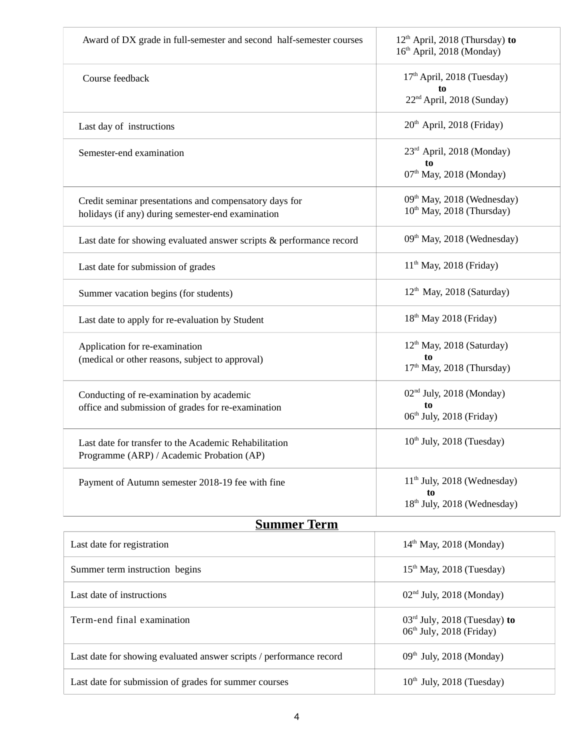| | |
|---|---|
| Award of DX grade in full-semester and second half-semester courses | 12th April, 2018 (Thursday) **to** 16th April, 2018 (Monday) |
| Course feedback | 17th April, 2018 (Tuesday) **to** 22nd April, 2018 (Sunday) |
| Last day of instructions | 20th April, 2018 (Friday) |
| Semester-end examination | 23rd April, 2018 (Monday) **to** 07th May, 2018 (Monday) |
| Credit seminar presentations and compensatory days for holidays (if any) during semester-end examination | 09th May, 2018 (Wednesday) 10th May, 2018 (Thursday) |
| Last date for showing evaluated answer scripts & performance record | 09th May, 2018 (Wednesday) |
| Last date for submission of grades | 11th May, 2018 (Friday) |
| Summer vacation begins (for students) | 12th May, 2018 (Saturday) |
| Last date to apply for re-evaluation by Student | 18th May 2018 (Friday) |
| Application for re-examination (medical or other reasons, subject to approval) | 12th May, 2018 (Saturday) **to** 17th May, 2018 (Thursday) |
| Conducting of re-examination by academic office and submission of grades for re-examination | 02nd July, 2018 (Monday) **to** 06th July, 2018 (Friday) |
| Last date for transfer to the Academic Rehabilitation Programme (ARP) / Academic Probation (AP) | 10th July, 2018 (Tuesday) |
| Payment of Autumn semester 2018-19 fee with fine | 11th July, 2018 (Wednesday) **to** 18th July, 2018 (Wednesday) |

## Summer Term

| | |
|---|---|
| Last date for registration | 14th May, 2018 (Monday) |
| Summer term instruction begins | 15th May, 2018 (Tuesday) |
| Last date of instructions | 02nd July, 2018 (Monday) |
| Term-end final examination | 03rd July, 2018 (Tuesday) **to** 06th July, 2018 (Friday) |
| Last date for showing evaluated answer scripts / performance record | 09th July, 2018 (Monday) |
| Last date for submission of grades for summer courses | 10th July, 2018 (Tuesday) |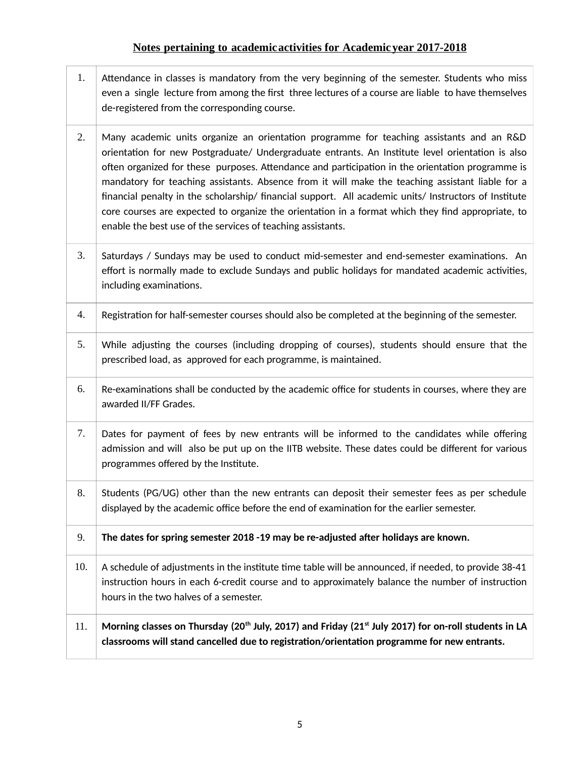## Notes pertaining to academic activities for Academic year 2017-2018

| | |
|---|---|
| 1. | Attendance in classes is mandatory from the very beginning of the semester. Students who miss even a single lecture from among the first three lectures of a course are liable to have themselves de-registered from the corresponding course. |
| 2. | Many academic units organize an orientation programme for teaching assistants and an R&D orientation for new Postgraduate/ Undergraduate entrants. An Institute level orientation is also often organized for these purposes. Attendance and participation in the orientation programme is mandatory for teaching assistants. Absence from it will make the teaching assistant liable for a financial penalty in the scholarship/ financial support. All academic units/ Instructors of Institute core courses are expected to organize the orientation in a format which they find appropriate, to enable the best use of the services of teaching assistants. |
| 3. | Saturdays / Sundays may be used to conduct mid-semester and end-semester examinations. An effort is normally made to exclude Sundays and public holidays for mandated academic activities, including examinations. |
| 4. | Registration for half-semester courses should also be completed at the beginning of the semester. |
| 5. | While adjusting the courses (including dropping of courses), students should ensure that the prescribed load, as approved for each programme, is maintained. |
| 6. | Re-examinations shall be conducted by the academic office for students in courses, where they are awarded II/FF Grades. |
| 7. | Dates for payment of fees by new entrants will be informed to the candidates while offering admission and will also be put up on the IITB website. These dates could be different for various programmes offered by the Institute. |
| 8. | Students (PG/UG) other than the new entrants can deposit their semester fees as per schedule displayed by the academic office before the end of examination for the earlier semester. |
| 9. | **The dates for spring semester 2018 -19 may be re-adjusted after holidays are known.** |
| 10. | A schedule of adjustments in the institute time table will be announced, if needed, to provide 38-41 instruction hours in each 6-credit course and to approximately balance the number of instruction hours in the two halves of a semester. |
| 11. | **Morning classes on Thursday (20th July, 2017) and Friday (21st July 2017) for on-roll students in LA classrooms will stand cancelled due to registration/orientation programme for new entrants.** |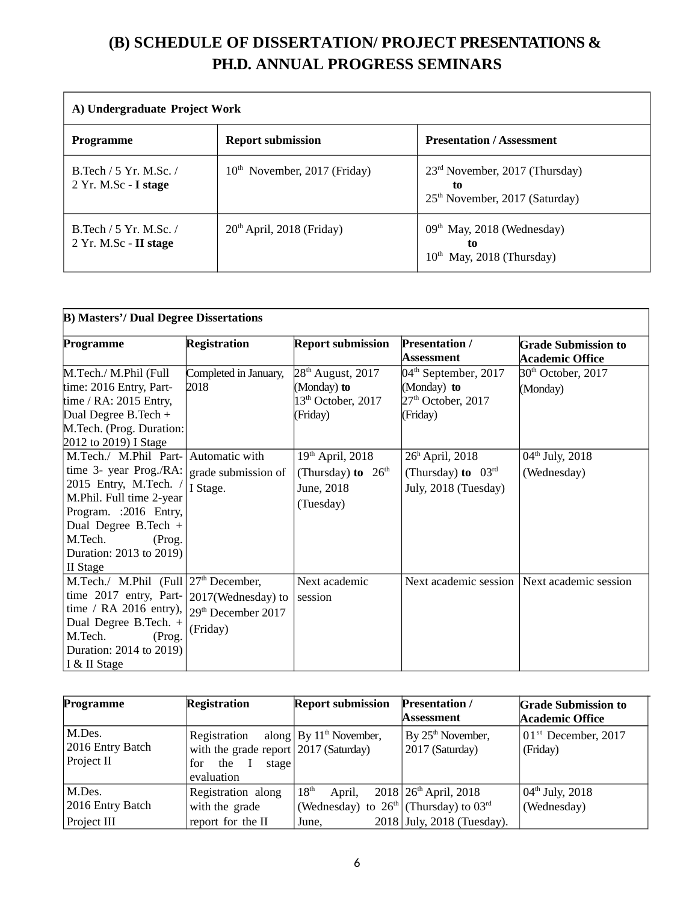# (B) SCHEDULE OF DISSERTATION/ PROJECT PRESENTATIONS & PH.D. ANNUAL PROGRESS SEMINARS

| A) Undergraduate Project Work | | |
|---|---|---|
| **Programme** | **Report submission** | **Presentation / Assessment** |
| B.Tech / 5 Yr. M.Sc. / 2 Yr. M.Sc - **I stage** | 10th November, 2017 (Friday) | 23rd November, 2017 (Thursday) **to** 25th November, 2017 (Saturday) |
| B.Tech / 5 Yr. M.Sc. / 2 Yr. M.Sc - **II stage** | 20th April, 2018 (Friday) | 09th May, 2018 (Wednesday) **to** 10th May, 2018 (Thursday) |

| B) Masters'/ Dual Degree Dissertations | | | | |
|---|---|---|---|---|
| **Programme** | **Registration** | **Report submission** | **Presentation / Assessment** | **Grade Submission to Academic Office** |
| M.Tech./ M.Phil (Full time: 2016 Entry, Part-time / RA: 2015 Entry, Dual Degree B.Tech + M.Tech. (Prog. Duration: 2012 to 2019) I Stage | Completed in January, 2018 | 28th August, 2017 (Monday) **to** 13th October, 2017 (Friday) | 04th September, 2017 (Monday) **to** 27th October, 2017 (Friday) | 30th October, 2017 (Monday) |
| M.Tech./ M.Phil Part-time 3- year Prog./RA: 2015 Entry, M.Tech. / M.Phil. Full time 2-year Program. :2016 Entry, Dual Degree B.Tech + M.Tech. (Prog. Duration: 2013 to 2019) II Stage | Automatic with grade submission of I Stage. | 19th April, 2018 (Thursday) **to** 26th June, 2018 (Tuesday) | 26h April, 2018 (Thursday) **to** 03rd July, 2018 (Tuesday) | 04th July, 2018 (Wednesday) |
| M.Tech./ M.Phil (Full time 2017 entry, Part-time / RA 2016 entry), Dual Degree B.Tech. + M.Tech. (Prog. Duration: 2014 to 2019) I & II Stage | 27th December, 2017(Wednesday) to 29th December 2017 (Friday) | Next academic session | Next academic session | Next academic session |

| Programme | Registration | Report submission | Presentation / Assessment | Grade Submission to Academic Office |
|---|---|---|---|---|
| M.Des. 2016 Entry Batch Project II | Registration along with the grade report for the I stage evaluation | By 11th November, 2017 (Saturday) | By 25th November, 2017 (Saturday) | 01st December, 2017 (Friday) |
| M.Des. 2016 Entry Batch Project III | Registration along with the grade report for the II | 18th April, 2018 (Wednesday) to 26th June, 2018 | 26th April, 2018 (Thursday) to 03rd July, 2018 (Tuesday). | 04th July, 2018 (Wednesday) |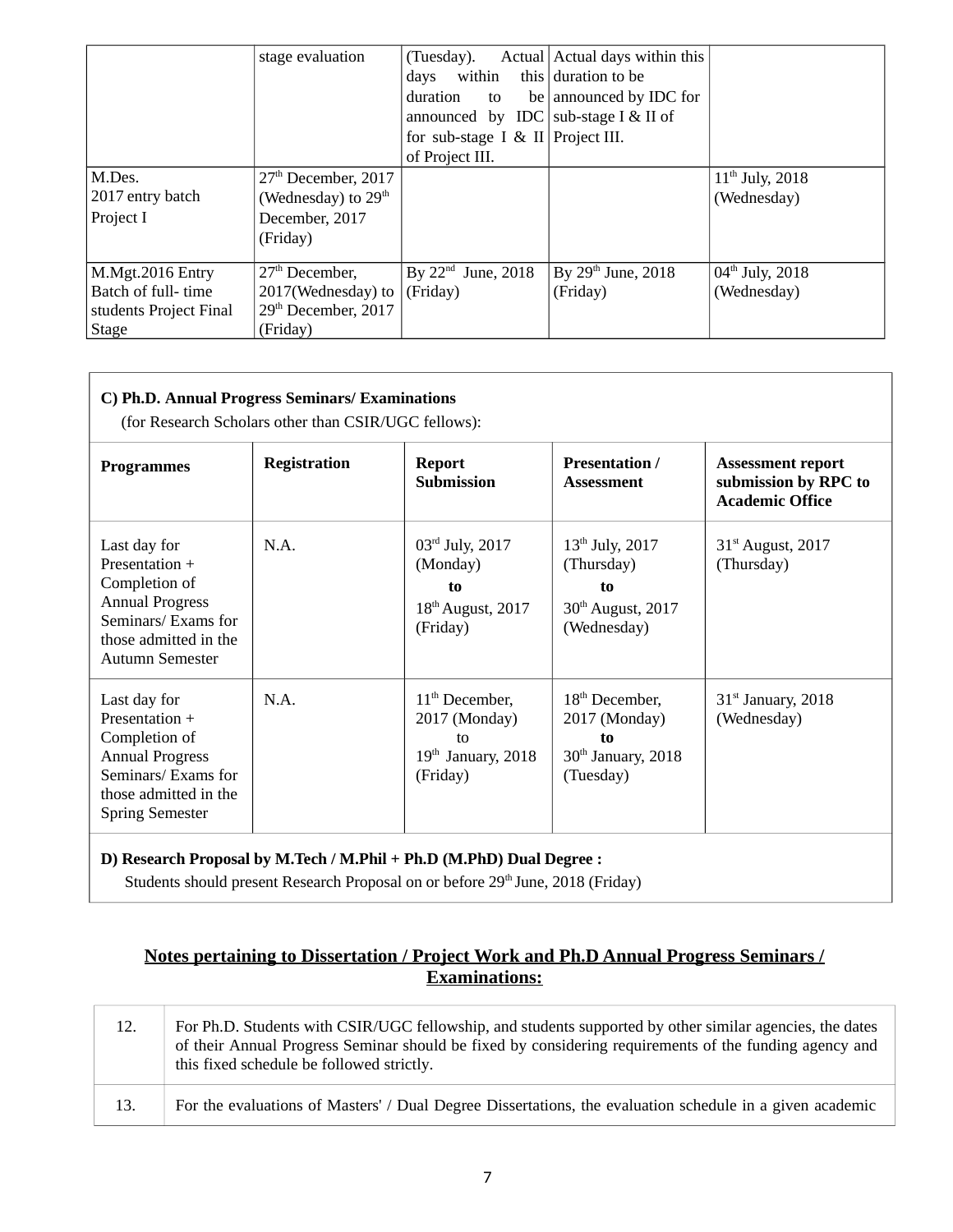| | stage evaluation | (Tuesday). Actual days within this duration to be announced by IDC for sub-stage I & II of Project III. | Actual days within this duration to be announced by IDC for sub-stage I & II of Project III. | |
|---|---|---|---|---|
| M.Des. 2017 entry batch Project I | 27th December, 2017 (Wednesday) to 29th December, 2017 (Friday) | | | 11th July, 2018 (Wednesday) |
| M.Mgt.2016 Entry Batch of full- time students Project Final Stage | 27th December, 2017(Wednesday) to 29th December, 2017 (Friday) | By 22nd June, 2018 (Friday) | By 29th June, 2018 (Friday) | 04th July, 2018 (Wednesday) |

**C) Ph.D. Annual Progress Seminars/ Examinations**

(for Research Scholars other than CSIR/UGC fellows):

| **Programmes** | **Registration** | **Report Submission** | **Presentation / Assessment** | **Assessment report submission by RPC to Academic Office** |
|---|---|---|---|---|
| Last day for Presentation + Completion of Annual Progress Seminars/ Exams for those admitted in the Autumn Semester | N.A. | 03rd July, 2017 (Monday) **to** 18th August, 2017 (Friday) | 13th July, 2017 (Thursday) **to** 30th August, 2017 (Wednesday) | 31st August, 2017 (Thursday) |
| Last day for Presentation + Completion of Annual Progress Seminars/ Exams for those admitted in the Spring Semester | N.A. | 11th December, 2017 (Monday) to 19th January, 2018 (Friday) | 18th December, 2017 (Monday) **to** 30th January, 2018 (Tuesday) | 31st January, 2018 (Wednesday) |

**D) Research Proposal by M.Tech / M.Phil + Ph.D (M.PhD) Dual Degree :**

Students should present Research Proposal on or before 29th June, 2018 (Friday)

**Notes pertaining to Dissertation / Project Work and Ph.D Annual Progress Seminars / Examinations:**

| | |
|---|---|
| 12. | For Ph.D. Students with CSIR/UGC fellowship, and students supported by other similar agencies, the dates of their Annual Progress Seminar should be fixed by considering requirements of the funding agency and this fixed schedule be followed strictly. |
| 13. | For the evaluations of Masters' / Dual Degree Dissertations, the evaluation schedule in a given academic |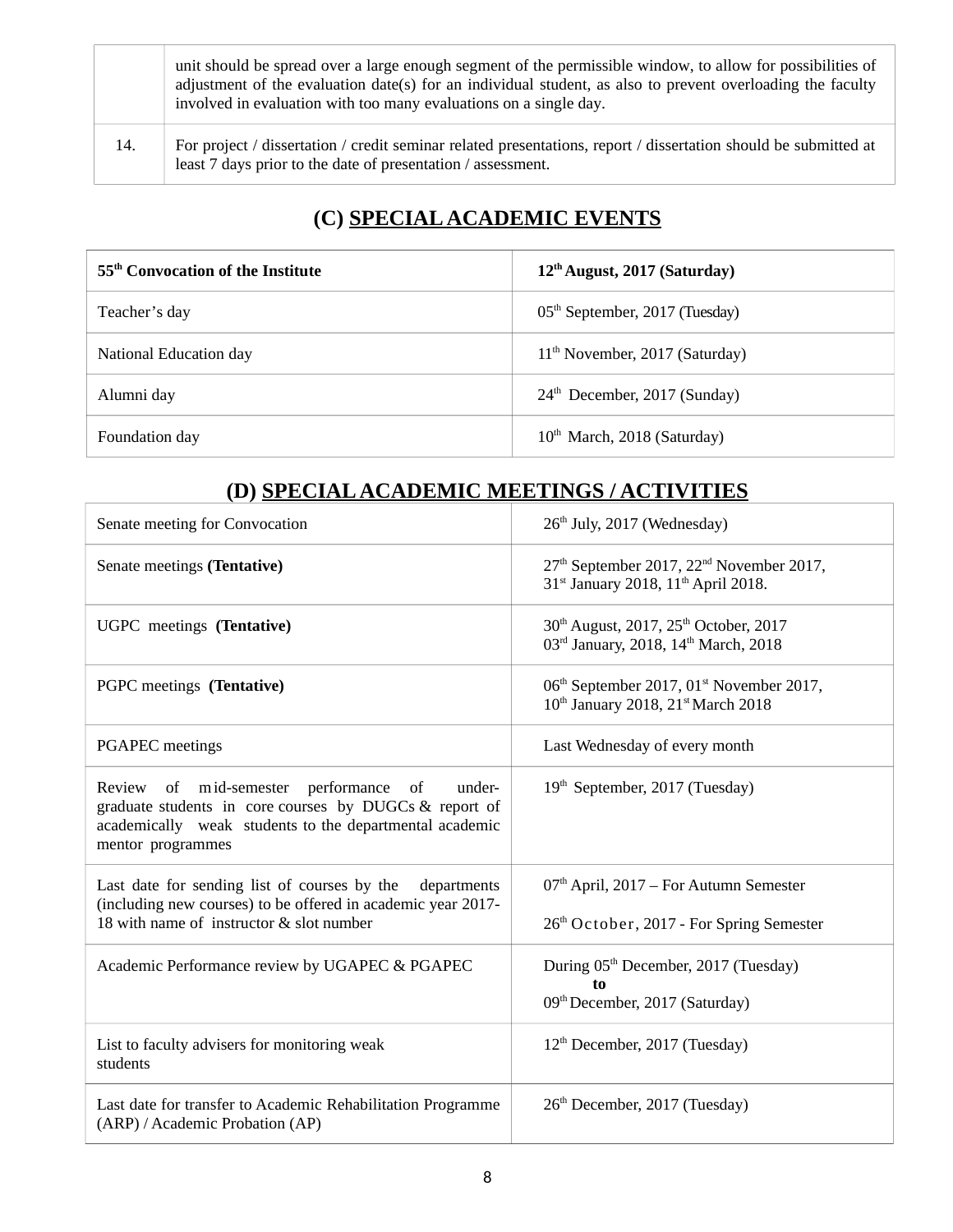| | |
|---|---|
| | unit should be spread over a large enough segment of the permissible window, to allow for possibilities of adjustment of the evaluation date(s) for an individual student, as also to prevent overloading the faculty involved in evaluation with too many evaluations on a single day. |
| 14. | For project / dissertation / credit seminar related presentations, report / dissertation should be submitted at least 7 days prior to the date of presentation / assessment. |

## (C) SPECIAL ACADEMIC EVENTS

| **55th Convocation of the Institute** | **12th August, 2017 (Saturday)** |
|---|---|
| Teacher's day | 05th September, 2017 (Tuesday) |
| National Education day | 11th November, 2017 (Saturday) |
| Alumni day | 24th December, 2017 (Sunday) |
| Foundation day | 10th March, 2018 (Saturday) |

## (D) SPECIAL ACADEMIC MEETINGS / ACTIVITIES

| | |
|---|---|
| Senate meeting for Convocation | 26th July, 2017 (Wednesday) |
| Senate meetings **(Tentative)** | 27th September 2017, 22nd November 2017, 31st January 2018, 11th April 2018. |
| UGPC meetings **(Tentative)** | 30th August, 2017, 25th October, 2017 03rd January, 2018, 14th March, 2018 |
| PGPC meetings **(Tentative)** | 06th September 2017, 01st November 2017, 10th January 2018, 21st March 2018 |
| PGAPEC meetings | Last Wednesday of every month |
| Review of mid-semester performance of under-graduate students in core courses by DUGCs & report of academically weak students to the departmental academic mentor programmes | 19th September, 2017 (Tuesday) |
| Last date for sending list of courses by the departments (including new courses) to be offered in academic year 2017-18 with name of instructor & slot number | 07th April, 2017 – For Autumn Semester<br>26th October, 2017 - For Spring Semester |
| Academic Performance review by UGAPEC & PGAPEC | During 05th December, 2017 (Tuesday) **to** 09th December, 2017 (Saturday) |
| List to faculty advisers for monitoring weak students | 12th December, 2017 (Tuesday) |
| Last date for transfer to Academic Rehabilitation Programme (ARP) / Academic Probation (AP) | 26th December, 2017 (Tuesday) |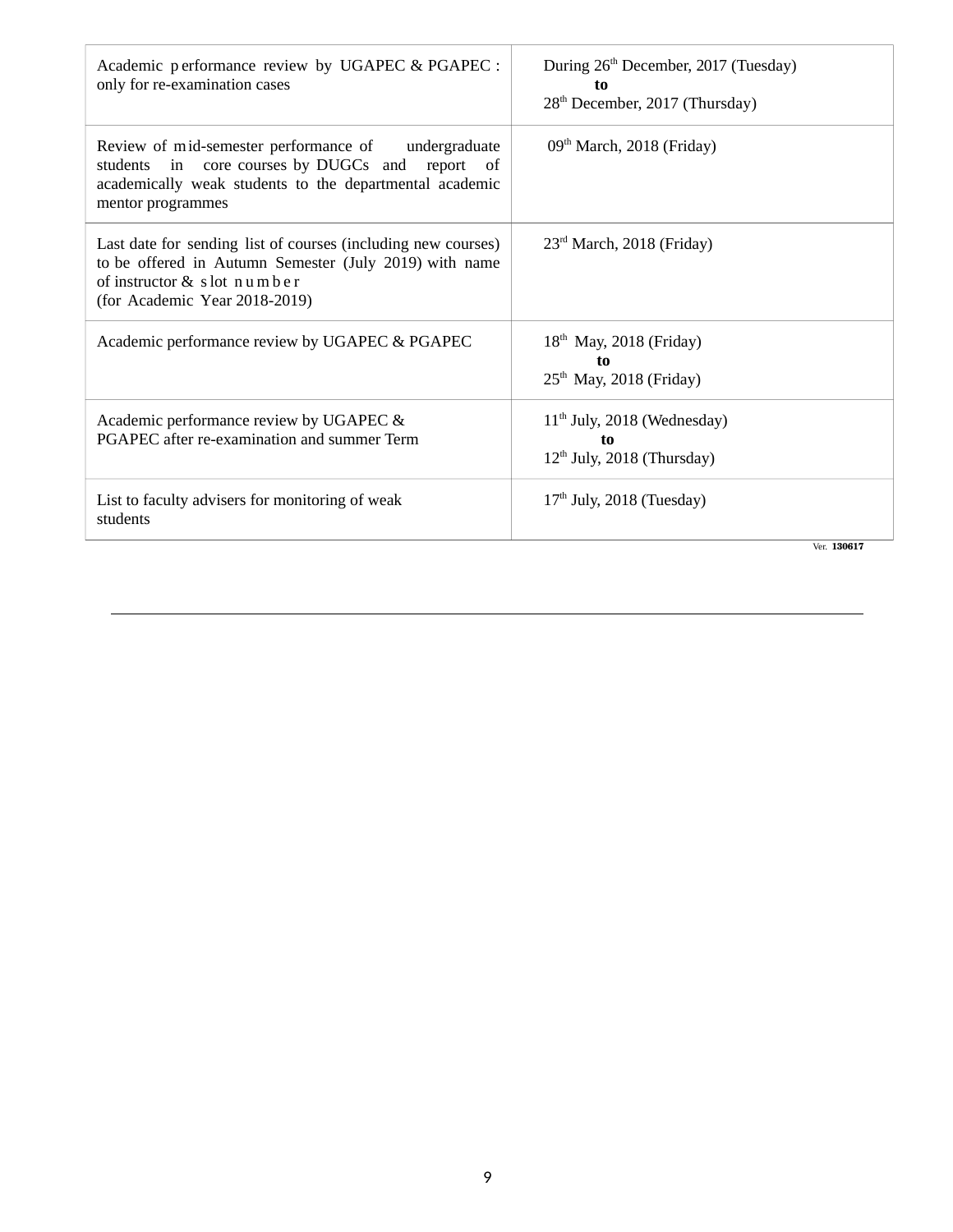| | |
|---|---|
| Academic performance review by UGAPEC & PGAPEC : only for re-examination cases | During 26th December, 2017 (Tuesday) **to** 28th December, 2017 (Thursday) |
| Review of mid-semester performance of undergraduate students in core courses by DUGCs and report of academically weak students to the departmental academic mentor programmes | 09th March, 2018 (Friday) |
| Last date for sending list of courses (including new courses) to be offered in Autumn Semester (July 2019) with name of instructor & slot number (for Academic Year 2018-2019) | 23rd March, 2018 (Friday) |
| Academic performance review by UGAPEC & PGAPEC | 18th May, 2018 (Friday) **to** 25th May, 2018 (Friday) |
| Academic performance review by UGAPEC & PGAPEC after re-examination and summer Term | 11th July, 2018 (Wednesday) **to** 12th July, 2018 (Thursday) |
| List to faculty advisers for monitoring of weak students | 17th July, 2018 (Tuesday) |

Ver. **130617**